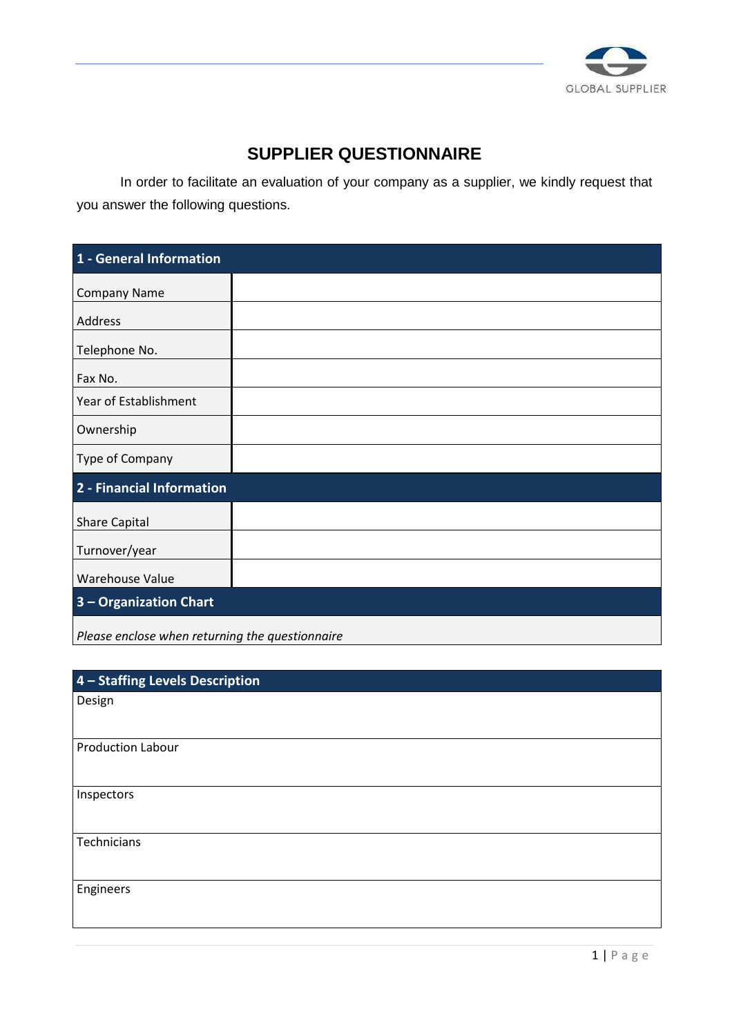# SUPPLIER QUESTIONNAIRE

In order to facilitate an evaluation of your company as a supplier, we kindly request that you answer the following questions.

| 1 - General Information | |
|---|---|
| Company Name | |
| Address | |
| Telephone No. | |
| Fax No. | |
| Year of Establishment | |
| Ownership | |
| Type of Company | |
| **2 - Financial Information** | |
| Share Capital | |
| Turnover/year | |
| Warehouse Value | |
| **3 – Organization Chart** | |
| *Please enclose when returning the questionnaire* | |

| 4 – Staffing Levels Description |
|---|
| Design |
| Production Labour |
| Inspectors |
| Technicians |
| Engineers |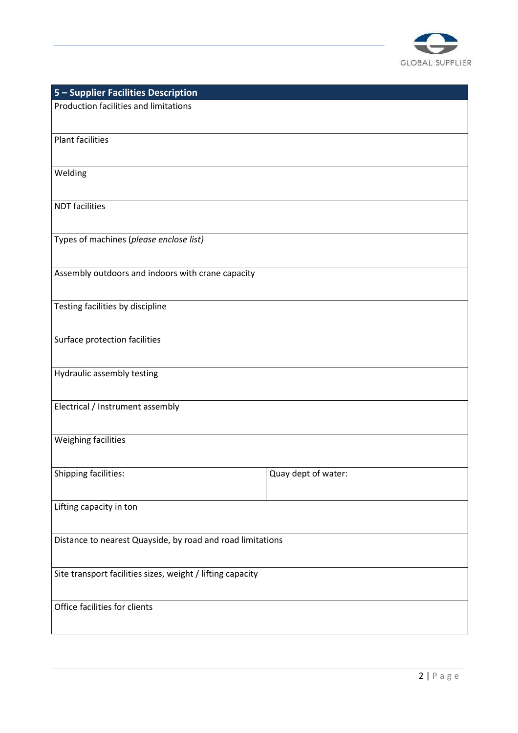| 5 – Supplier Facilities Description | |
|---|---|
| Production facilities and limitations | |
| Plant facilities | |
| Welding | |
| NDT facilities | |
| Types of machines (*please enclose list)* | |
| Assembly outdoors and indoors with crane capacity | |
| Testing facilities by discipline | |
| Surface protection facilities | |
| Hydraulic assembly testing | |
| Electrical / Instrument assembly | |
| Weighing facilities | |
| Shipping facilities: | Quay dept of water: |
| Lifting capacity in ton | |
| Distance to nearest Quayside, by road and road limitations | |
| Site transport facilities sizes, weight / lifting capacity | |
| Office facilities for clients | |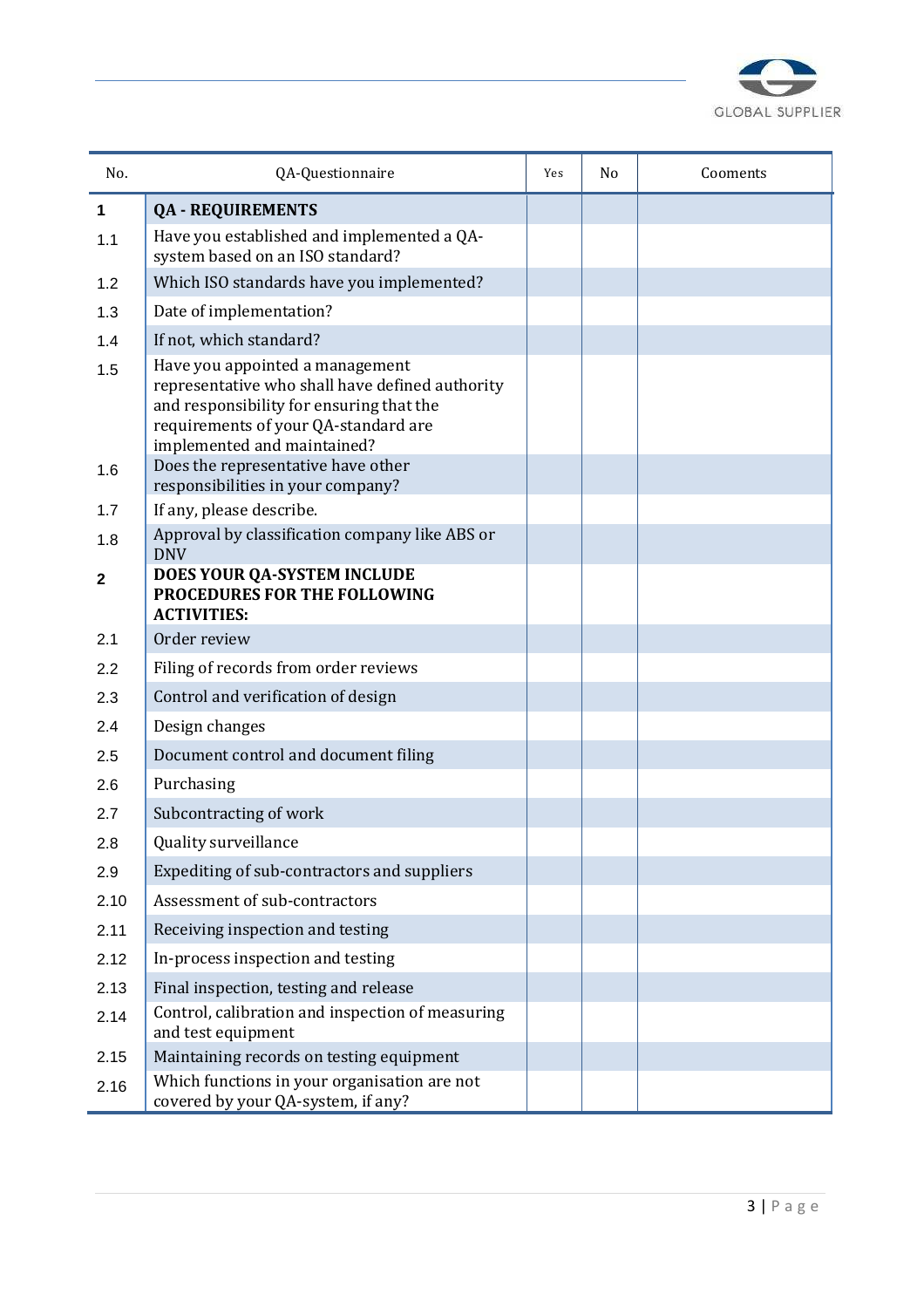| No. | QA-Questionnaire | Yes | No | Coomenta |
|---|---|---|---|---|
| **1** | **QA - REQUIREMENTS** | | | |
| 1.1 | Have you established and implemented a QA-system based on an ISO standard? | | | |
| 1.2 | Which ISO standards have you implemented? | | | |
| 1.3 | Date of implementation? | | | |
| 1.4 | If not, which standard? | | | |
| 1.5 | Have you appointed a management representative who shall have defined authority and responsibility for ensuring that the requirements of your QA-standard are implemented and maintained? | | | |
| 1.6 | Does the representative have other responsibilities in your company? | | | |
| 1.7 | If any, please describe. | | | |
| 1.8 | Approval by classification company like ABS or DNV | | | |
| **2** | **DOES YOUR QA-SYSTEM INCLUDE PROCEDURES FOR THE FOLLOWING ACTIVITIES:** | | | |
| 2.1 | Order review | | | |
| 2.2 | Filing of records from order reviews | | | |
| 2.3 | Control and verification of design | | | |
| 2.4 | Design changes | | | |
| 2.5 | Document control and document filing | | | |
| 2.6 | Purchasing | | | |
| 2.7 | Subcontracting of work | | | |
| 2.8 | Quality surveillance | | | |
| 2.9 | Expediting of sub-contractors and suppliers | | | |
| 2.10 | Assessment of sub-contractors | | | |
| 2.11 | Receiving inspection and testing | | | |
| 2.12 | In-process inspection and testing | | | |
| 2.13 | Final inspection, testing and release | | | |
| 2.14 | Control, calibration and inspection of measuring and test equipment | | | |
| 2.15 | Maintaining records on testing equipment | | | |
| 2.16 | Which functions in your organisation are not covered by your QA-system, if any? | | | |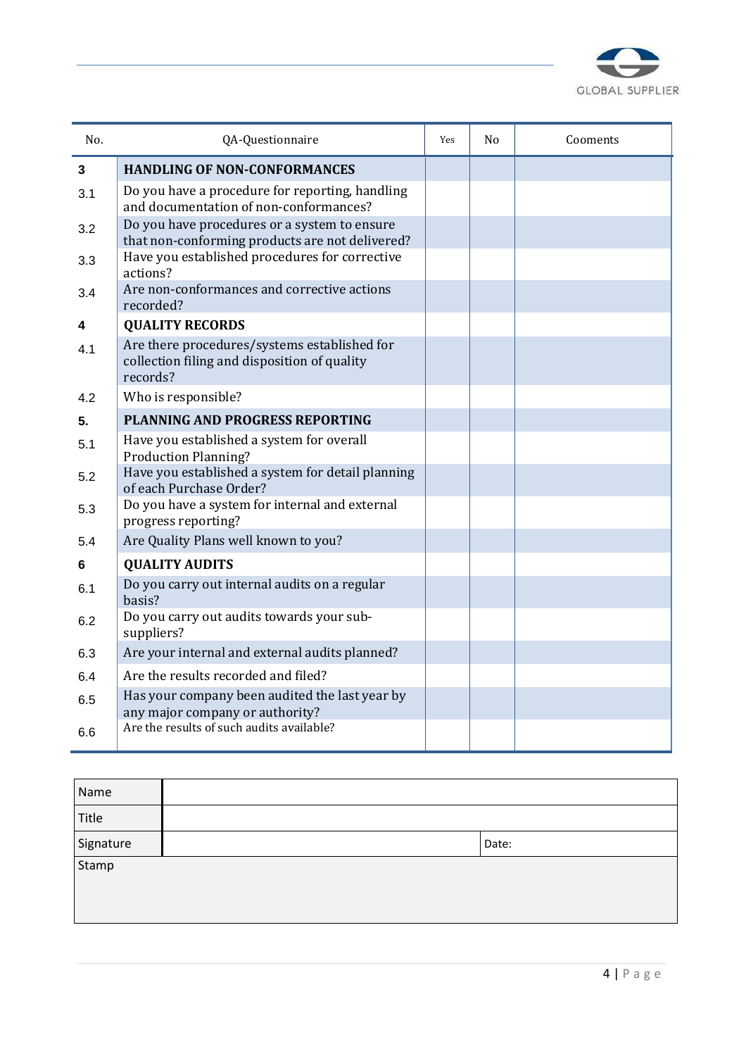| No. | QA-Questionnaire | Yes | No | Coments |
|---|---|---|---|---|
| 3 | **HANDLING OF NON-CONFORMANCES** | | | |
| 3.1 | Do you have a procedure for reporting, handling and documentation of non-conformances? | | | |
| 3.2 | Do you have procedures or a system to ensure that non-conforming products are not delivered? | | | |
| 3.3 | Have you established procedures for corrective actions? | | | |
| 3.4 | Are non-conformances and corrective actions recorded? | | | |
| 4 | **QUALITY RECORDS** | | | |
| 4.1 | Are there procedures/systems established for collection filing and disposition of quality records? | | | |
| 4.2 | Who is responsible? | | | |
| 5. | **PLANNING AND PROGRESS REPORTING** | | | |
| 5.1 | Have you established a system for overall Production Planning? | | | |
| 5.2 | Have you established a system for detail planning of each Purchase Order? | | | |
| 5.3 | Do you have a system for internal and external progress reporting? | | | |
| 5.4 | Are Quality Plans well known to you? | | | |
| 6 | **QUALITY AUDITS** | | | |
| 6.1 | Do you carry out internal audits on a regular basis? | | | |
| 6.2 | Do you carry out audits towards your sub-suppliers? | | | |
| 6.3 | Are your internal and external audits planned? | | | |
| 6.4 | Are the results recorded and filed? | | | |
| 6.5 | Has your company been audited the last year by any major company or authority? | | | |
| 6.6 | Are the results of such audits available? | | | |

| | | |
|---|---|---|
| Name | | |
| Title | | |
| Signature | | Date: |
| Stamp | | |